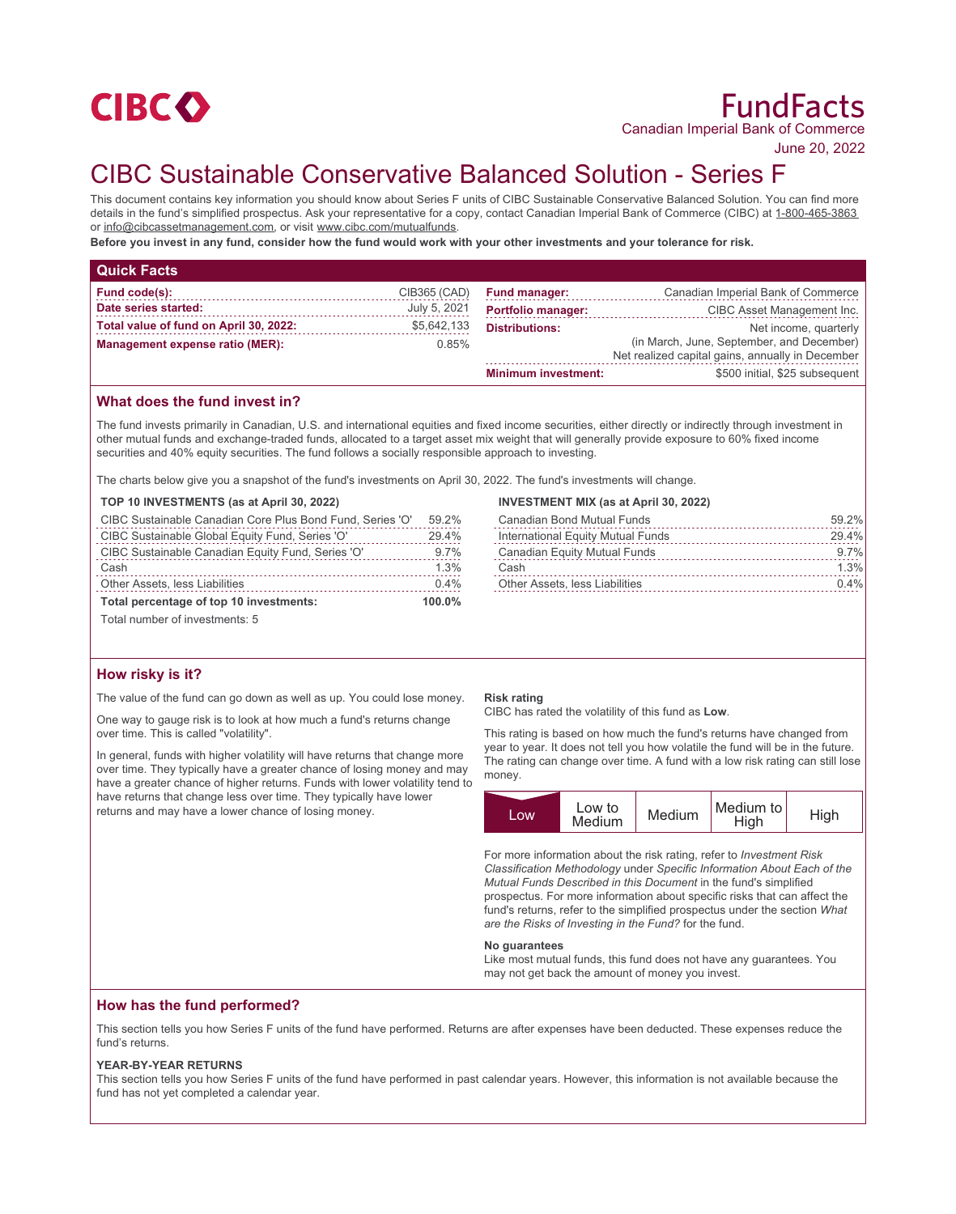CIBC

# FundFacts

Canadian Imperial Bank of Commerce

June 20, 2022

# CIBC Sustainable Conservative Balanced Solution - Series F

This document contains key information you should know about Series F units of CIBC Sustainable Conservative Balanced Solution. You can find more details in the fund's simplified prospectus. Ask your representative for a copy, contact Canadian Imperial Bank of Commerce (CIBC) at 1-800-465-3863 or info@cibcassetmanagement.com, or visit www.cibc.com/mutualfunds.

**Before you invest in any fund, consider how the fund would work with your other investments and your tolerance for risk.**

## Quick Facts

| | | | |
|---|---|---|---|
| **Fund code(s):** | CIB365 (CAD) | **Fund manager:** | Canadian Imperial Bank of Commerce |
| **Date series started:** | July 5, 2021 | **Portfolio manager:** | CIBC Asset Management Inc. |
| **Total value of fund on April 30, 2022:** | $5,642,133 | **Distributions:** | Net income, quarterly (in March, June, September, and December) Net realized capital gains, annually in December |
| **Management expense ratio (MER):** | 0.85% | **Minimum investment:** | $500 initial, $25 subsequent |

## What does the fund invest in?

The fund invests primarily in Canadian, U.S. and international equities and fixed income securities, either directly or indirectly through investment in other mutual funds and exchange-traded funds, allocated to a target asset mix weight that will generally provide exposure to 60% fixed income securities and 40% equity securities. The fund follows a socially responsible approach to investing.

The charts below give you a snapshot of the fund's investments on April 30, 2022. The fund's investments will change.

**TOP 10 INVESTMENTS (as at April 30, 2022)**

| | |
|---|---|
| CIBC Sustainable Canadian Core Plus Bond Fund, Series 'O' | 59.2% |
| CIBC Sustainable Global Equity Fund, Series 'O' | 29.4% |
| CIBC Sustainable Canadian Equity Fund, Series 'O' | 9.7% |
| Cash | 1.3% |
| Other Assets, less Liabilities | 0.4% |
| **Total percentage of top 10 investments:** | **100.0%** |

Total number of investments: 5

**INVESTMENT MIX (as at April 30, 2022)**

| | |
|---|---|
| Canadian Bond Mutual Funds | 59.2% |
| International Equity Mutual Funds | 29.4% |
| Canadian Equity Mutual Funds | 9.7% |
| Cash | 1.3% |
| Other Assets, less Liabilities | 0.4% |

## How risky is it?

The value of the fund can go down as well as up. You could lose money.

One way to gauge risk is to look at how much a fund's returns change over time. This is called "volatility".

In general, funds with higher volatility will have returns that change more over time. They typically have a greater chance of losing money and may have a greater chance of higher returns. Funds with lower volatility tend to have returns that change less over time. They typically have lower returns and may have a lower chance of losing money.

**Risk rating**

CIBC has rated the volatility of this fund as **Low**.

This rating is based on how much the fund's returns have changed from year to year. It does not tell you how volatile the fund will be in the future. The rating can change over time. A fund with a low risk rating can still lose money.

| **Low** | Low to Medium | Medium | Medium to High | High |
|---|---|---|---|---|

For more information about the risk rating, refer to *Investment Risk Classification Methodology* under *Specific Information About Each of the Mutual Funds Described in this Document* in the fund's simplified prospectus. For more information about specific risks that can affect the fund's returns, refer to the simplified prospectus under the section *What are the Risks of Investing in the Fund?* for the fund.

**No guarantees**

Like most mutual funds, this fund does not have any guarantees. You may not get back the amount of money you invest.

## How has the fund performed?

This section tells you how Series F units of the fund have performed. Returns are after expenses have been deducted. These expenses reduce the fund's returns.

**YEAR-BY-YEAR RETURNS**

This section tells you how Series F units of the fund have performed in past calendar years. However, this information is not available because the fund has not yet completed a calendar year.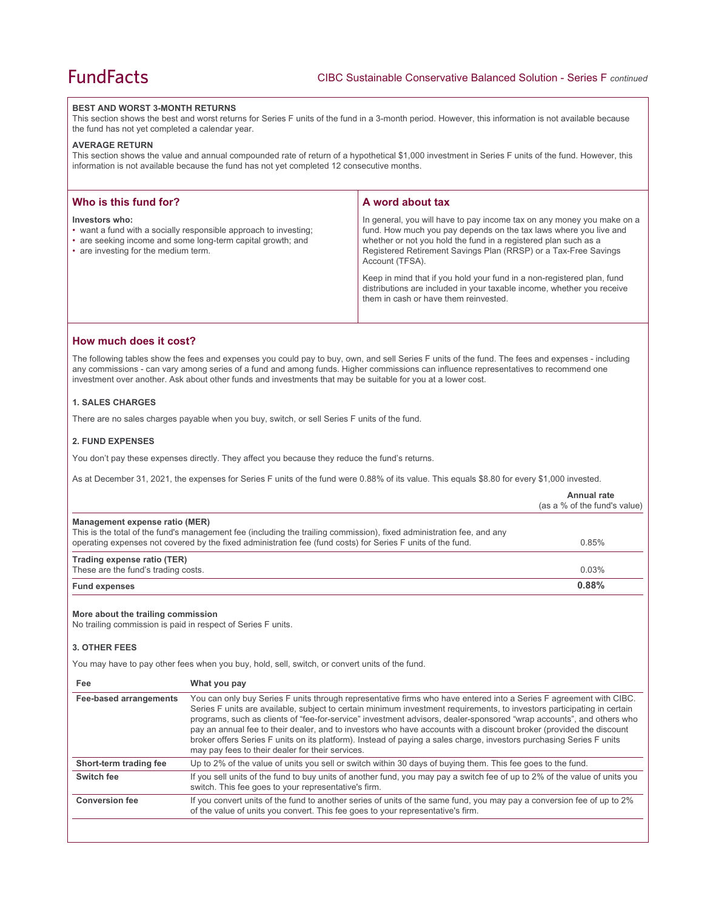### BEST AND WORST 3-MONTH RETURNS

This section shows the best and worst returns for Series F units of the fund in a 3-month period. However, this information is not available because the fund has not yet completed a calendar year.

### AVERAGE RETURN

This section shows the value and annual compounded rate of return of a hypothetical $1,000 investment in Series F units of the fund. However, this information is not available because the fund has not yet completed 12 consecutive months.

## Who is this fund for?

**Investors who:**

- want a fund with a socially responsible approach to investing;
- are seeking income and some long-term capital growth; and
- are investing for the medium term.

## A word about tax

In general, you will have to pay income tax on any money you make on a fund. How much you pay depends on the tax laws where you live and whether or not you hold the fund in a registered plan such as a Registered Retirement Savings Plan (RRSP) or a Tax-Free Savings Account (TFSA).

Keep in mind that if you hold your fund in a non-registered plan, fund distributions are included in your taxable income, whether you receive them in cash or have them reinvested.

## How much does it cost?

The following tables show the fees and expenses you could pay to buy, own, and sell Series F units of the fund. The fees and expenses - including any commissions - can vary among series of a fund and among funds. Higher commissions can influence representatives to recommend one investment over another. Ask about other funds and investments that may be suitable for you at a lower cost.

### 1. SALES CHARGES

There are no sales charges payable when you buy, switch, or sell Series F units of the fund.

### 2. FUND EXPENSES

You don't pay these expenses directly. They affect you because they reduce the fund's returns.

As at December 31, 2021, the expenses for Series F units of the fund were 0.88% of its value. This equals $8.80 for every $1,000 invested.

| | **Annual rate** (as a % of the fund's value) |
|---|---|
| **Management expense ratio (MER)** This is the total of the fund's management fee (including the trailing commission), fixed administration fee, and any operating expenses not covered by the fixed administration fee (fund costs) for Series F units of the fund. | 0.85% |
| **Trading expense ratio (TER)** These are the fund's trading costs. | 0.03% |
| **Fund expenses** | **0.88%** |

**More about the trailing commission**

No trailing commission is paid in respect of Series F units.

### 3. OTHER FEES

You may have to pay other fees when you buy, hold, sell, switch, or convert units of the fund.

| Fee | What you pay |
|---|---|
| **Fee-based arrangements** | You can only buy Series F units through representative firms who have entered into a Series F agreement with CIBC. Series F units are available, subject to certain minimum investment requirements, to investors participating in certain programs, such as clients of "fee-for-service" investment advisors, dealer-sponsored "wrap accounts", and others who pay an annual fee to their dealer, and to investors who have accounts with a discount broker (provided the discount broker offers Series F units on its platform). Instead of paying a sales charge, investors purchasing Series F units may pay fees to their dealer for their services. |
| **Short-term trading fee** | Up to 2% of the value of units you sell or switch within 30 days of buying them. This fee goes to the fund. |
| **Switch fee** | If you sell units of the fund to buy units of another fund, you may pay a switch fee of up to 2% of the value of units you switch. This fee goes to your representative's firm. |
| **Conversion fee** | If you convert units of the fund to another series of units of the same fund, you may pay a conversion fee of up to 2% of the value of units you convert. This fee goes to your representative's firm. |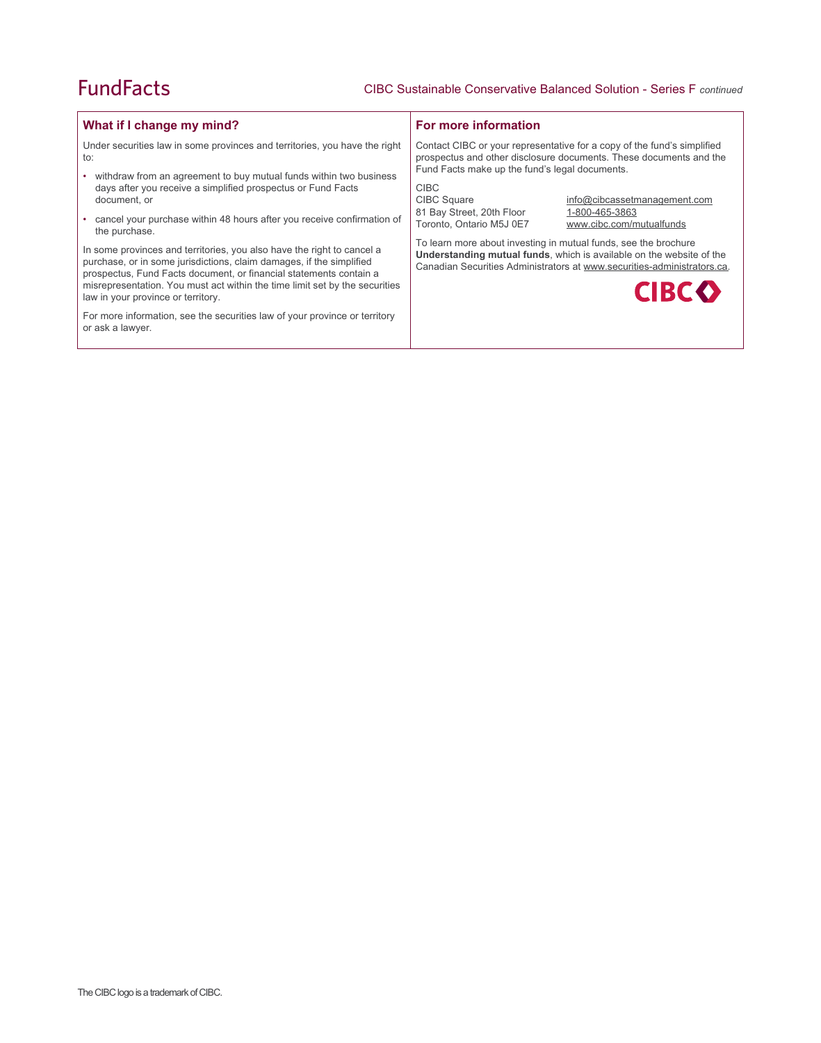## What if I change my mind?

Under securities law in some provinces and territories, you have the right to:

- withdraw from an agreement to buy mutual funds within two business days after you receive a simplified prospectus or Fund Facts document, or
- cancel your purchase within 48 hours after you receive confirmation of the purchase.

In some provinces and territories, you also have the right to cancel a purchase, or in some jurisdictions, claim damages, if the simplified prospectus, Fund Facts document, or financial statements contain a misrepresentation. You must act within the time limit set by the securities law in your province or territory.

For more information, see the securities law of your province or territory or ask a lawyer.

## For more information

Contact CIBC or your representative for a copy of the fund's simplified prospectus and other disclosure documents. These documents and the Fund Facts make up the fund's legal documents.

CIBC
CIBC Square
81 Bay Street, 20th Floor
Toronto, Ontario M5J 0E7

info@cibcassetmanagement.com
1-800-465-3863
www.cibc.com/mutualfunds

To learn more about investing in mutual funds, see the brochure **Understanding mutual funds**, which is available on the website of the Canadian Securities Administrators at www.securities-administrators.ca.

CIBC

The CIBC logo is a trademark of CIBC.